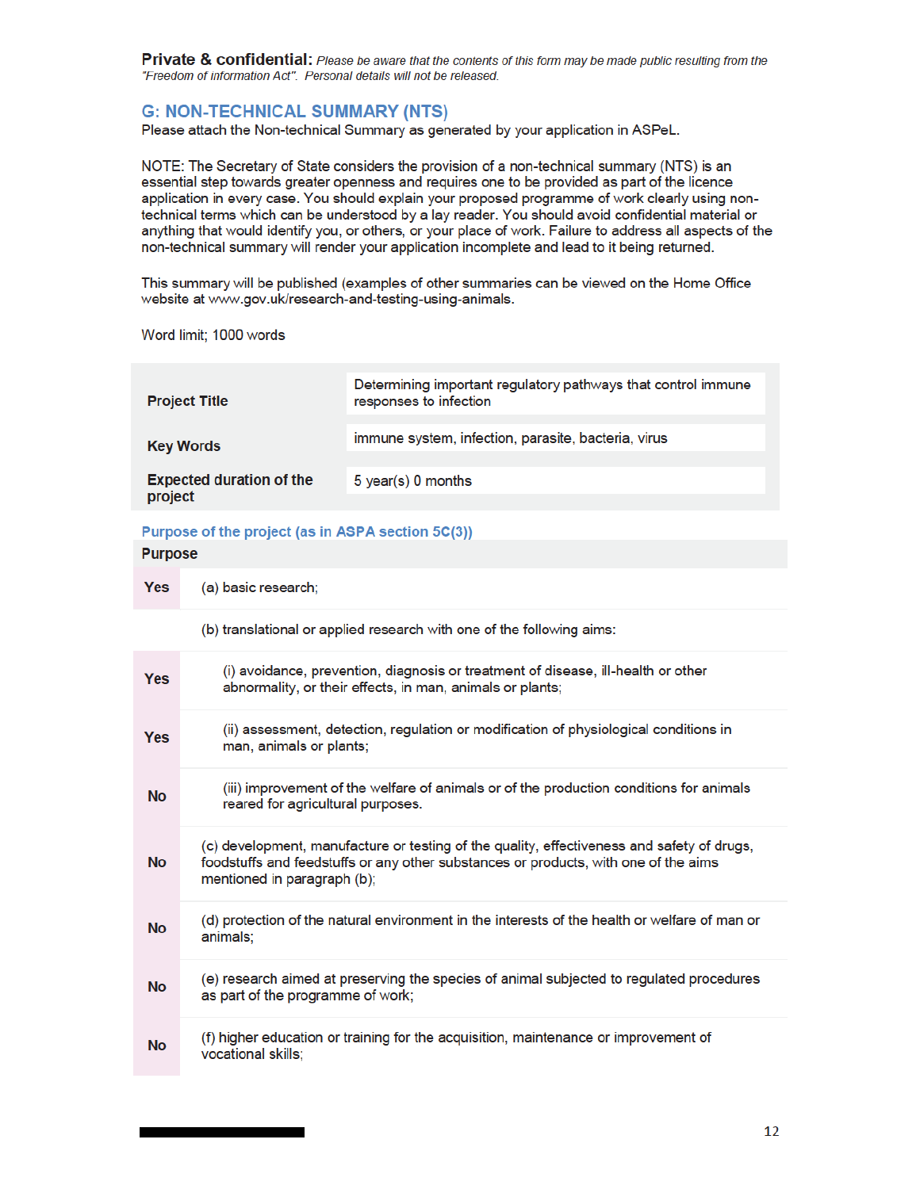**Private & confidential:** *Please be aware that the contents of this form may be made public resulting from the "Freedom of information Act". Personal details will not be released.*

## G: NON-TECHNICAL SUMMARY (NTS)

Please attach the Non-technical Summary as generated by your application in ASPeL.

NOTE: The Secretary of State considers the provision of a non-technical summary (NTS) is an essential step towards greater openness and requires one to be provided as part of the licence application in every case. You should explain your proposed programme of work clearly using non-technical terms which can be understood by a lay reader. You should avoid confidential material or anything that would identify you, or others, or your place of work. Failure to address all aspects of the non-technical summary will render your application incomplete and lead to it being returned.

This summary will be published (examples of other summaries can be viewed on the Home Office website at www.gov.uk/research-and-testing-using-animals.

Word limit; 1000 words

| | |
|---|---|
| **Project Title** | Determining important regulatory pathways that control immune responses to infection |
| **Key Words** | immune system, infection, parasite, bacteria, virus |
| **Expected duration of the project** | 5 year(s) 0 months |

### Purpose of the project (as in ASPA section 5C(3))

| Purpose | |
|---|---|
| **Yes** | (a) basic research; |
| | (b) translational or applied research with one of the following aims: |
| **Yes** | (i) avoidance, prevention, diagnosis or treatment of disease, ill-health or other abnormality, or their effects, in man, animals or plants; |
| **Yes** | (ii) assessment, detection, regulation or modification of physiological conditions in man, animals or plants; |
| **No** | (iii) improvement of the welfare of animals or of the production conditions for animals reared for agricultural purposes. |
| **No** | (c) development, manufacture or testing of the quality, effectiveness and safety of drugs, foodstuffs and feedstuffs or any other substances or products, with one of the aims mentioned in paragraph (b); |
| **No** | (d) protection of the natural environment in the interests of the health or welfare of man or animals; |
| **No** | (e) research aimed at preserving the species of animal subjected to regulated procedures as part of the programme of work; |
| **No** | (f) higher education or training for the acquisition, maintenance or improvement of vocational skills; |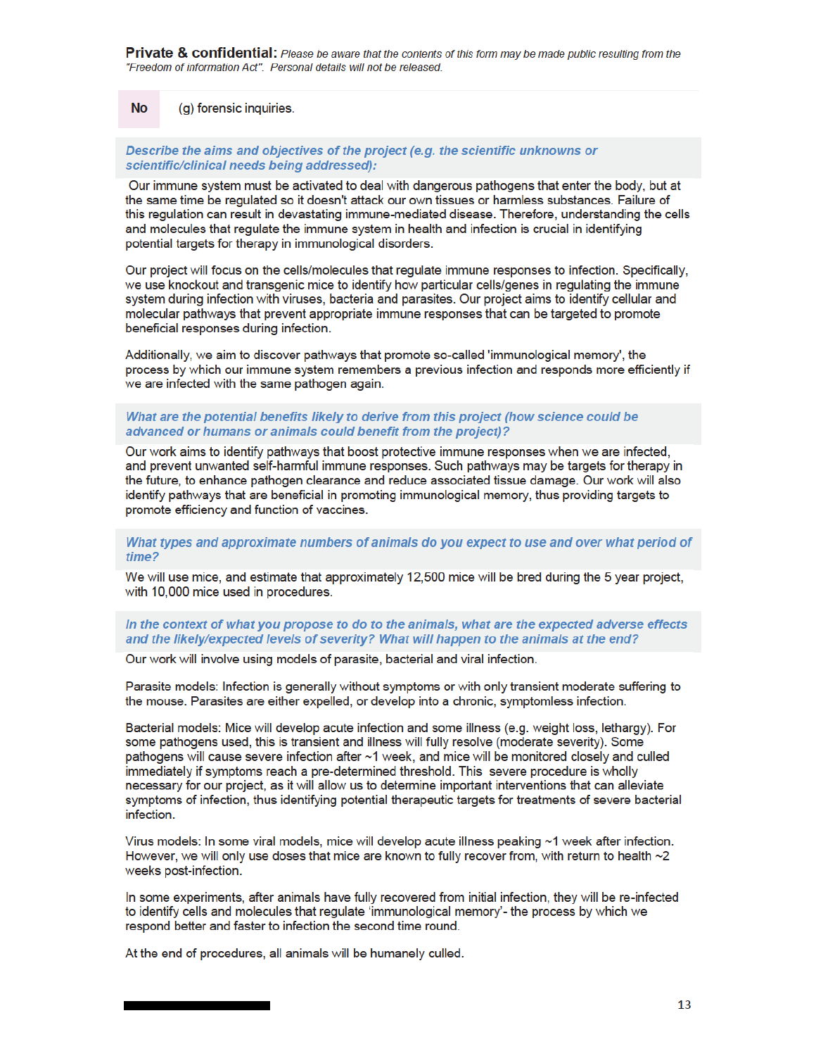**Private & confidential:** *Please be aware that the contents of this form may be made public resulting from the "Freedom of information Act". Personal details will not be released.*

| **No** | (g) forensic inquiries. |
|---|---|

***Describe the aims and objectives of the project (e.g. the scientific unknowns or scientific/clinical needs being addressed):***

Our immune system must be activated to deal with dangerous pathogens that enter the body, but at the same time be regulated so it doesn't attack our own tissues or harmless substances. Failure of this regulation can result in devastating immune-mediated disease. Therefore, understanding the cells and molecules that regulate the immune system in health and infection is crucial in identifying potential targets for therapy in immunological disorders.

Our project will focus on the cells/molecules that regulate immune responses to infection. Specifically, we use knockout and transgenic mice to identify how particular cells/genes in regulating the immune system during infection with viruses, bacteria and parasites. Our project aims to identify cellular and molecular pathways that prevent appropriate immune responses that can be targeted to promote beneficial responses during infection.

Additionally, we aim to discover pathways that promote so-called 'immunological memory', the process by which our immune system remembers a previous infection and responds more efficiently if we are infected with the same pathogen again.

***What are the potential benefits likely to derive from this project (how science could be advanced or humans or animals could benefit from the project)?***

Our work aims to identify pathways that boost protective immune responses when we are infected, and prevent unwanted self-harmful immune responses. Such pathways may be targets for therapy in the future, to enhance pathogen clearance and reduce associated tissue damage. Our work will also identify pathways that are beneficial in promoting immunological memory, thus providing targets to promote efficiency and function of vaccines.

***What types and approximate numbers of animals do you expect to use and over what period of time?***

We will use mice, and estimate that approximately 12,500 mice will be bred during the 5 year project, with 10,000 mice used in procedures.

***In the context of what you propose to do to the animals, what are the expected adverse effects and the likely/expected levels of severity? What will happen to the animals at the end?***

Our work will involve using models of parasite, bacterial and viral infection.

Parasite models: Infection is generally without symptoms or with only transient moderate suffering to the mouse. Parasites are either expelled, or develop into a chronic, symptomless infection.

Bacterial models: Mice will develop acute infection and some illness (e.g. weight loss, lethargy). For some pathogens used, this is transient and illness will fully resolve (moderate severity). Some pathogens will cause severe infection after ~1 week, and mice will be monitored closely and culled immediately if symptoms reach a pre-determined threshold. This severe procedure is wholly necessary for our project, as it will allow us to determine important interventions that can alleviate symptoms of infection, thus identifying potential therapeutic targets for treatments of severe bacterial infection.

Virus models: In some viral models, mice will develop acute illness peaking ~1 week after infection. However, we will only use doses that mice are known to fully recover from, with return to health ~2 weeks post-infection.

In some experiments, after animals have fully recovered from initial infection, they will be re-infected to identify cells and molecules that regulate 'immunological memory'- the process by which we respond better and faster to infection the second time round.

At the end of procedures, all animals will be humanely culled.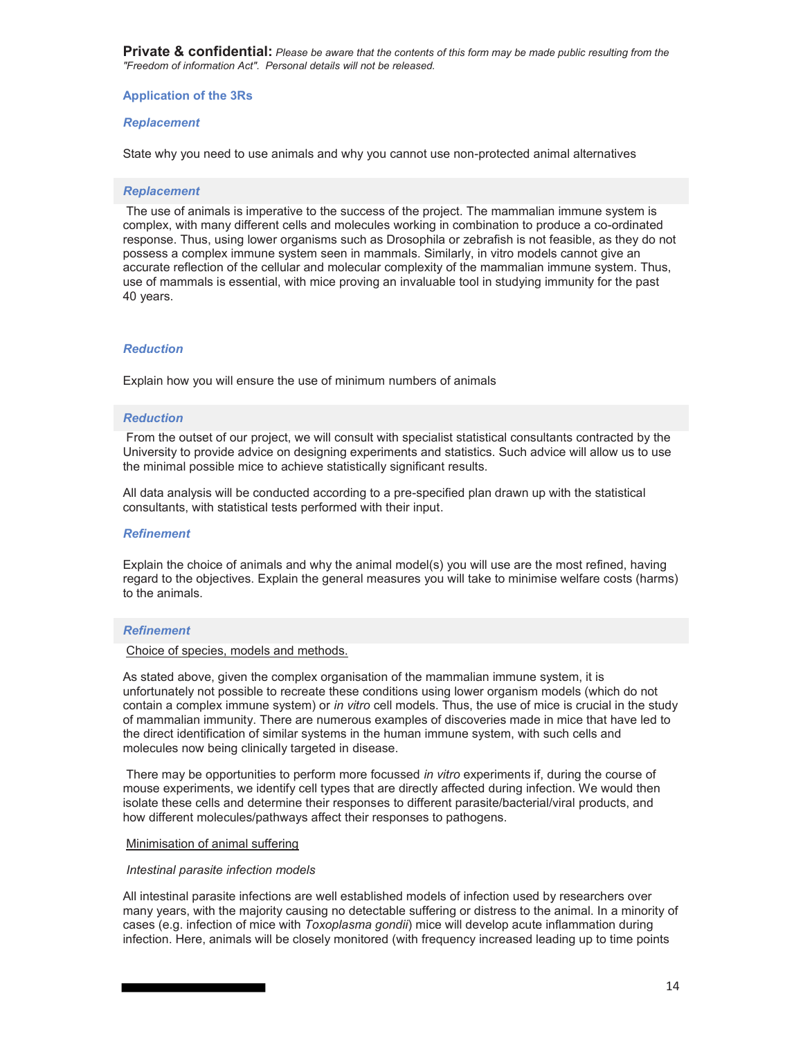**Private & confidential:** *Please be aware that the contents of this form may be made public resulting from the "Freedom of information Act". Personal details will not be released.*

### Application of the 3Rs

#### *Replacement*

State why you need to use animals and why you cannot use non-protected animal alternatives

#### *Replacement*

The use of animals is imperative to the success of the project. The mammalian immune system is complex, with many different cells and molecules working in combination to produce a co-ordinated response. Thus, using lower organisms such as Drosophila or zebrafish is not feasible, as they do not possess a complex immune system seen in mammals. Similarly, in vitro models cannot give an accurate reflection of the cellular and molecular complexity of the mammalian immune system. Thus, use of mammals is essential, with mice proving an invaluable tool in studying immunity for the past 40 years.

#### *Reduction*

Explain how you will ensure the use of minimum numbers of animals

#### *Reduction*

From the outset of our project, we will consult with specialist statistical consultants contracted by the University to provide advice on designing experiments and statistics. Such advice will allow us to use the minimal possible mice to achieve statistically significant results.

All data analysis will be conducted according to a pre-specified plan drawn up with the statistical consultants, with statistical tests performed with their input.

#### *Refinement*

Explain the choice of animals and why the animal model(s) you will use are the most refined, having regard to the objectives. Explain the general measures you will take to minimise welfare costs (harms) to the animals.

#### *Refinement*

Choice of species, models and methods.

As stated above, given the complex organisation of the mammalian immune system, it is unfortunately not possible to recreate these conditions using lower organism models (which do not contain a complex immune system) or *in vitro* cell models. Thus, the use of mice is crucial in the study of mammalian immunity. There are numerous examples of discoveries made in mice that have led to the direct identification of similar systems in the human immune system, with such cells and molecules now being clinically targeted in disease.

There may be opportunities to perform more focussed *in vitro* experiments if, during the course of mouse experiments, we identify cell types that are directly affected during infection. We would then isolate these cells and determine their responses to different parasite/bacterial/viral products, and how different molecules/pathways affect their responses to pathogens.

Minimisation of animal suffering

*Intestinal parasite infection models*

All intestinal parasite infections are well established models of infection used by researchers over many years, with the majority causing no detectable suffering or distress to the animal. In a minority of cases (e.g. infection of mice with *Toxoplasma gondii*) mice will develop acute inflammation during infection. Here, animals will be closely monitored (with frequency increased leading up to time points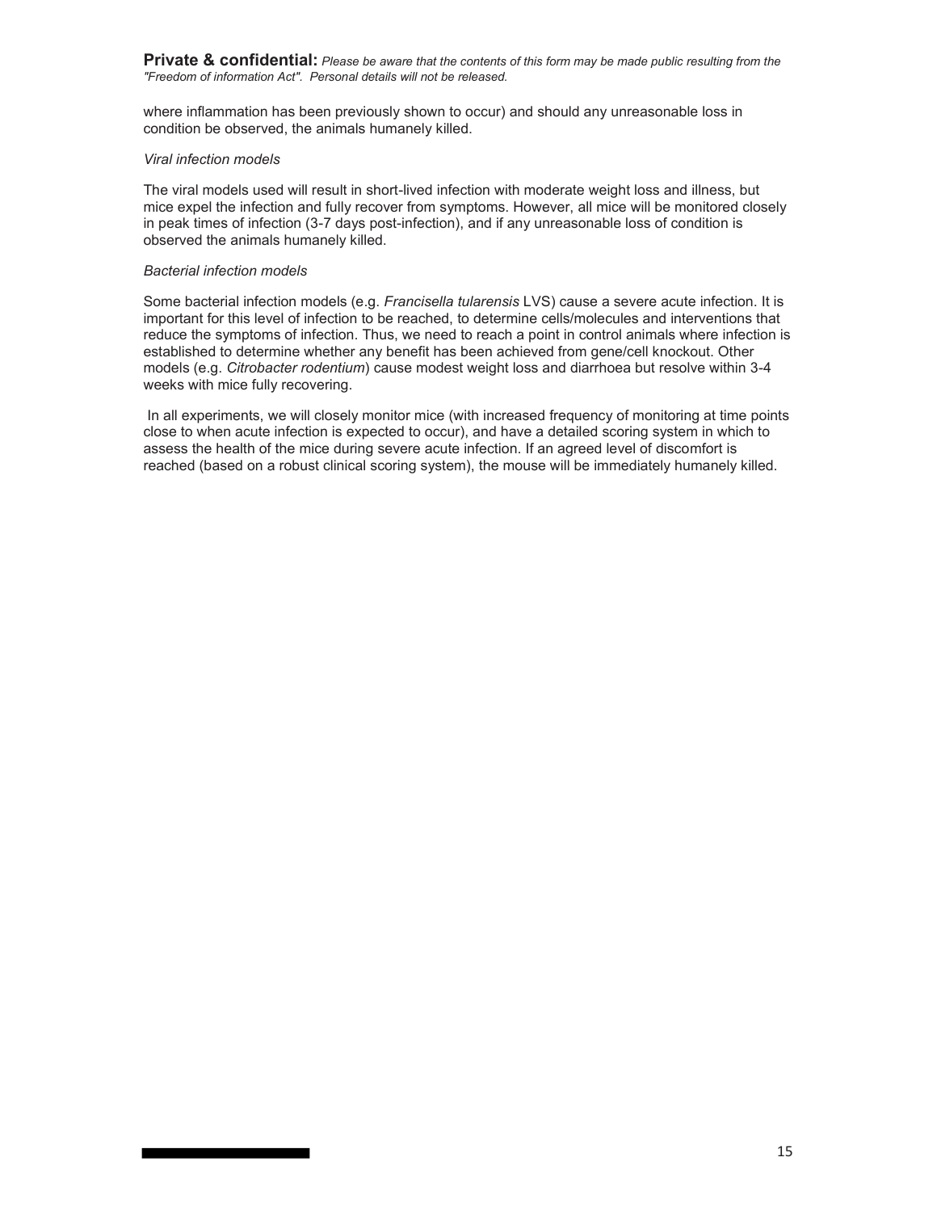where inflammation has been previously shown to occur) and should any unreasonable loss in condition be observed, the animals humanely killed.

*Viral infection models*

The viral models used will result in short-lived infection with moderate weight loss and illness, but mice expel the infection and fully recover from symptoms. However, all mice will be monitored closely in peak times of infection (3-7 days post-infection), and if any unreasonable loss of condition is observed the animals humanely killed.

*Bacterial infection models*

Some bacterial infection models (e.g. *Francisella tularensis* LVS) cause a severe acute infection. It is important for this level of infection to be reached, to determine cells/molecules and interventions that reduce the symptoms of infection. Thus, we need to reach a point in control animals where infection is established to determine whether any benefit has been achieved from gene/cell knockout. Other models (e.g. *Citrobacter rodentium*) cause modest weight loss and diarrhoea but resolve within 3-4 weeks with mice fully recovering.

In all experiments, we will closely monitor mice (with increased frequency of monitoring at time points close to when acute infection is expected to occur), and have a detailed scoring system in which to assess the health of the mice during severe acute infection. If an agreed level of discomfort is reached (based on a robust clinical scoring system), the mouse will be immediately humanely killed.